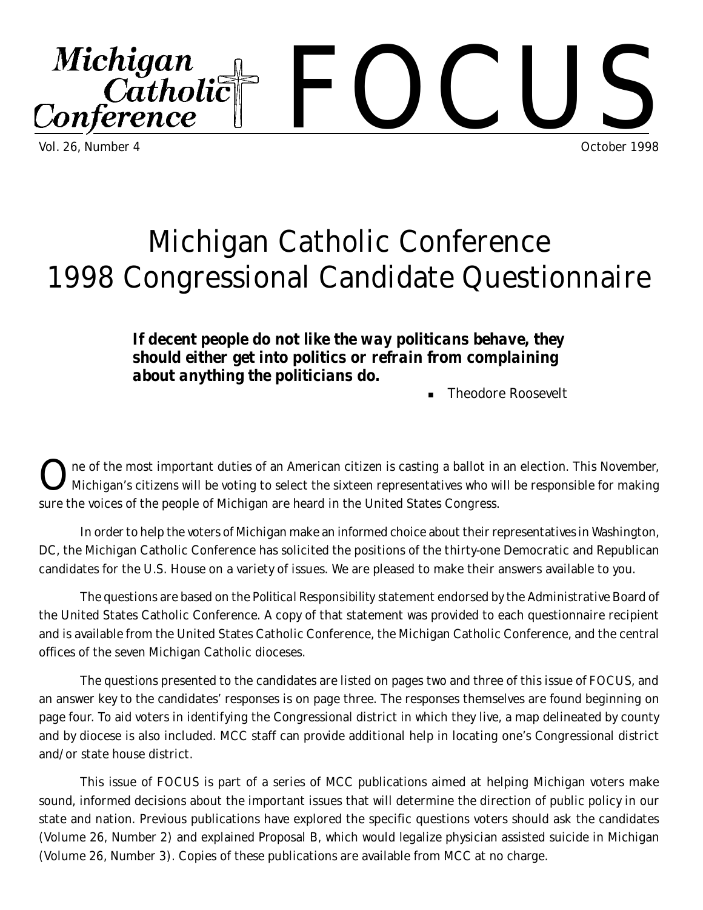# Michigan Catholic Conference FOCUS

Vol. 26, Number 4 October 1998

# Michigan Catholic Conference 1998 Congressional Candidate Questionnaire

***If decent people do not like the way politicans behave, they should either get into politics or refrain from complaining about anything the politicians do.***

- Theodore Roosevelt

One of the most important duties of an American citizen is casting a ballot in an election. This November, Michigan's citizens will be voting to select the sixteen representatives who will be responsible for making sure the voices of the people of Michigan are heard in the United States Congress.

In order to help the voters of Michigan make an informed choice about their representatives in Washington, DC, the Michigan Catholic Conference has solicited the positions of the thirty-one Democratic and Republican candidates for the U.S. House on a variety of issues. We are pleased to make their answers available to you.

The questions are based on the *Political Responsibility* statement endorsed by the Administrative Board of the United States Catholic Conference. A copy of that statement was provided to each questionnaire recipient and is available from the United States Catholic Conference, the Michigan Catholic Conference, and the central offices of the seven Michigan Catholic dioceses.

The questions presented to the candidates are listed on pages two and three of this issue of FOCUS, and an answer key to the candidates' responses is on page three. The responses themselves are found beginning on page four. To aid voters in identifying the Congressional district in which they live, a map delineated by county and by diocese is also included. MCC staff can provide additional help in locating one's Congressional district and/or state house district.

This issue of FOCUS is part of a series of MCC publications aimed at helping Michigan voters make sound, informed decisions about the important issues that will determine the direction of public policy in our state and nation. Previous publications have explored the specific questions voters should ask the candidates (Volume 26, Number 2) and explained Proposal B, which would legalize physician assisted suicide in Michigan (Volume 26, Number 3). Copies of these publications are available from MCC at no charge.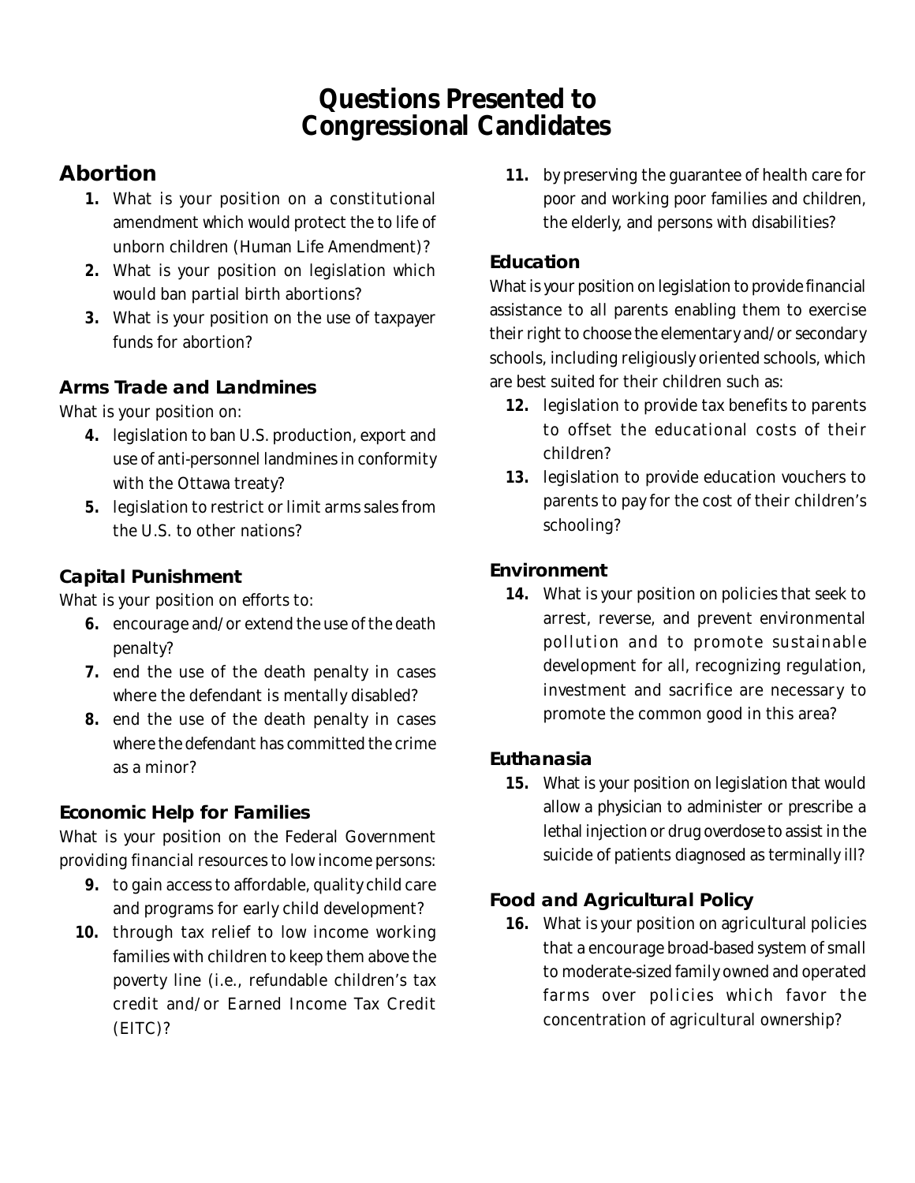# Questions Presented to Congressional Candidates

## Abortion

1. What is your position on a constitutional amendment which would protect the to life of unborn children (Human Life Amendment)?
2. What is your position on legislation which would ban partial birth abortions?
3. What is your position on the use of taxpayer funds for abortion?

### Arms Trade and Landmines

What is your position on:

4. legislation to ban U.S. production, export and use of anti-personnel landmines in conformity with the Ottawa treaty?
5. legislation to restrict or limit arms sales from the U.S. to other nations?

### Capital Punishment

What is your position on efforts to:

6. encourage and/or extend the use of the death penalty?
7. end the use of the death penalty in cases where the defendant is mentally disabled?
8. end the use of the death penalty in cases where the defendant has committed the crime as a minor?

### Economic Help for Families

What is your position on the Federal Government providing financial resources to low income persons:

9. to gain access to affordable, quality child care and programs for early child development?
10. through tax relief to low income working families with children to keep them above the poverty line (i.e., refundable children's tax credit and/or Earned Income Tax Credit (EITC)?
11. by preserving the guarantee of health care for poor and working poor families and children, the elderly, and persons with disabilities?

### Education

What is your position on legislation to provide financial assistance to all parents enabling them to exercise their right to choose the elementary and/or secondary schools, including religiously oriented schools, which are best suited for their children such as:

12. legislation to provide tax benefits to parents to offset the educational costs of their children?
13. legislation to provide education vouchers to parents to pay for the cost of their children's schooling?

### Environment

14. What is your position on policies that seek to arrest, reverse, and prevent environmental pollution and to promote sustainable development for all, recognizing regulation, investment and sacrifice are necessary to promote the common good in this area?

### Euthanasia

15. What is your position on legislation that would allow a physician to administer or prescribe a lethal injection or drug overdose to assist in the suicide of patients diagnosed as terminally ill?

### Food and Agricultural Policy

16. What is your position on agricultural policies that a encourage broad-based system of small to moderate-sized family owned and operated farms over policies which favor the concentration of agricultural ownership?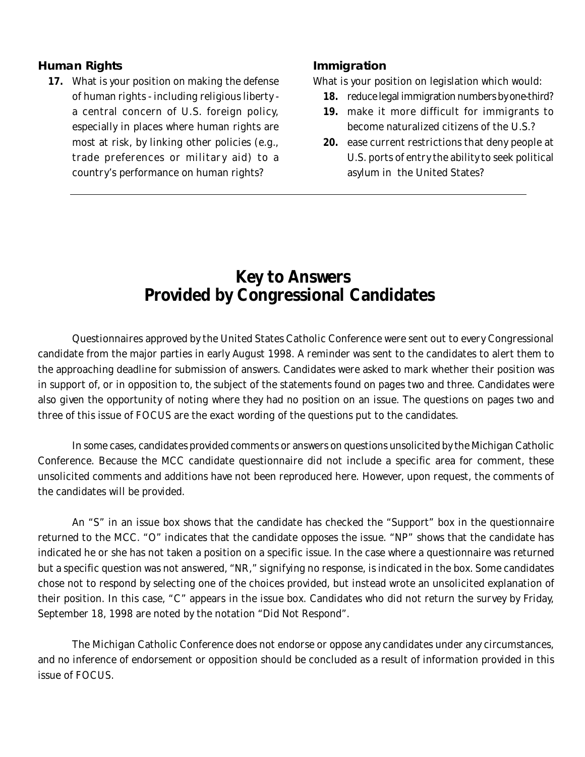### Human Rights

**17.** What is your position on making the defense of human rights - including religious liberty - a central concern of U.S. foreign policy, especially in places where human rights are most at risk, by linking other policies (e.g., trade preferences or military aid) to a country's performance on human rights?

### Immigration

What is your position on legislation which would:

**18.** reduce legal immigration numbers by one-third?

**19.** make it more difficult for immigrants to become naturalized citizens of the U.S.?

**20.** ease current restrictions that deny people at U.S. ports of entry the ability to seek political asylum in the United States?

---

# Key to Answers Provided by Congressional Candidates

Questionnaires approved by the United States Catholic Conference were sent out to every Congressional candidate from the major parties in early August 1998. A reminder was sent to the candidates to alert them to the approaching deadline for submission of answers. Candidates were asked to mark whether their position was in support of, or in opposition to, the subject of the statements found on pages two and three. Candidates were also given the opportunity of noting where they had no position on an issue. The questions on pages two and three of this issue of FOCUS are the exact wording of the questions put to the candidates.

In some cases, candidates provided comments or answers on questions unsolicited by the Michigan Catholic Conference. Because the MCC candidate questionnaire did not include a specific area for comment, these unsolicited comments and additions have not been reproduced here. However, upon request, the comments of the candidates will be provided.

An "S" in an issue box shows that the candidate has checked the "Support" box in the questionnaire returned to the MCC. "O" indicates that the candidate opposes the issue. "NP" shows that the candidate has indicated he or she has not taken a position on a specific issue. In the case where a questionnaire was returned but a specific question was not answered, "NR," signifying no response, is indicated in the box. Some candidates chose not to respond by selecting one of the choices provided, but instead wrote an unsolicited explanation of their position. In this case, "C" appears in the issue box. Candidates who did not return the survey by Friday, September 18, 1998 are noted by the notation "Did Not Respond".

The Michigan Catholic Conference does not endorse or oppose any candidates under any circumstances, and no inference of endorsement or opposition should be concluded as a result of information provided in this issue of FOCUS.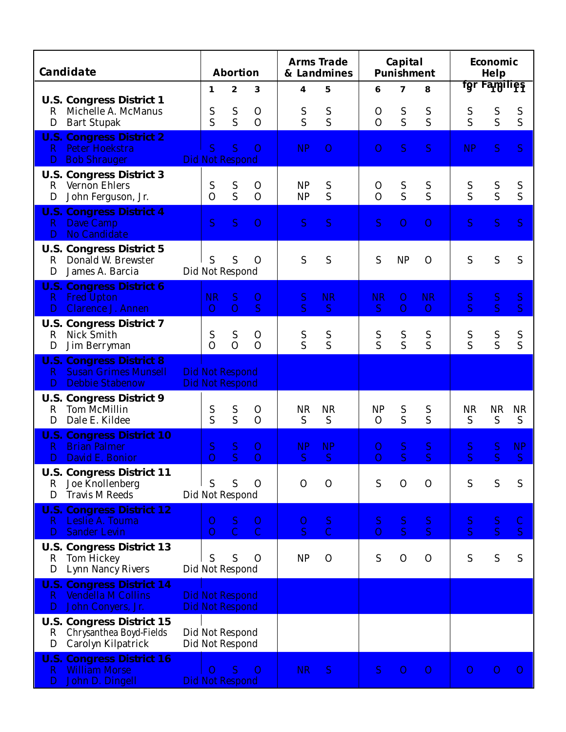| Candidate | Abortion | | | Arms Trade & Landmines | | Capital Punishment | | | Economic Help for Families | | |
|---|---|---|---|---|---|---|---|---|---|---|---|
| | 1 | 2 | 3 | 4 | 5 | 6 | 7 | 8 | 9 | 10 | 11 |
| **U.S. Congress District 1** | | | | | | | | | | | |
| R Michelle A. McManus | S | S | O | S | S | O | S | S | S | S | S |
| D Bart Stupak | S | S | O | S | S | O | S | S | S | S | S |
| **U.S. Congress District 2** | | | | | | | | | | | |
| R Peter Hoekstra | S | S | O | NP | O | O | S | S | NP | S | S |
| D Bob Shrauger | Did Not Respond | | | | | | | | | | |
| **U.S. Congress District 3** | | | | | | | | | | | |
| R Vernon Ehlers | S | S | O | NP | S | O | S | S | S | S | S |
| D John Ferguson, Jr. | O | S | O | NP | S | O | S | S | S | S | S |
| **U.S. Congress District 4** | | | | | | | | | | | |
| R Dave Camp | S | S | O | S | S | S | O | O | S | S | S |
| D No Candidate | | | | | | | | | | | |
| **U.S. Congress District 5** | | | | | | | | | | | |
| R Donald W. Brewster | S | S | O | S | S | S | NP | O | S | S | S |
| D James A. Barcia | Did Not Respond | | | | | | | | | | |
| **U.S. Congress District 6** | | | | | | | | | | | |
| R Fred Upton | NR | S | O | S | NR | NR | O | NR | S | S | S |
| D Clarence J. Annen | O | O | S | S | S | S | O | O | S | S | S |
| **U.S. Congress District 7** | | | | | | | | | | | |
| R Nick Smith | S | S | O | S | S | S | S | S | S | S | S |
| D Jim Berryman | O | O | O | S | S | S | S | S | S | S | S |
| **U.S. Congress District 8** | | | | | | | | | | | |
| R Susan Grimes Munsell | Did Not Respond | | | | | | | | | | |
| D Debbie Stabenow | Did Not Respond | | | | | | | | | | |
| **U.S. Congress District 9** | | | | | | | | | | | |
| R Tom McMillin | S | S | O | NR | NR | NP | S | S | NR | NR | NR |
| D Dale E. Kildee | S | S | O | S | S | O | S | S | S | S | S |
| **U.S. Congress District 10** | | | | | | | | | | | |
| R Brian Palmer | S | S | O | NP | NP | O | S | S | S | S | NP |
| D David E. Bonior | O | S | O | S | S | O | S | S | S | S | S |
| **U.S. Congress District 11** | | | | | | | | | | | |
| R Joe Knollenberg | S | S | O | O | O | S | O | O | S | S | S |
| D Travis M Reeds | Did Not Respond | | | | | | | | | | |
| **U.S. Congress District 12** | | | | | | | | | | | |
| R Leslie A. Touma | O | S | O | O | S | S | S | S | S | S | C |
| D Sander Levin | O | C | C | S | C | O | S | S | S | S | S |
| **U.S. Congress District 13** | | | | | | | | | | | |
| R Tom Hickey | S | S | O | NP | O | S | O | O | S | S | S |
| D Lynn Nancy Rivers | Did Not Respond | | | | | | | | | | |
| **U.S. Congress District 14** | | | | | | | | | | | |
| R Vendella M Collins | Did Not Respond | | | | | | | | | | |
| D John Conyers, Jr. | Did Not Respond | | | | | | | | | | |
| **U.S. Congress District 15** | | | | | | | | | | | |
| R Chrysanthea Boyd-Fields | Did Not Respond | | | | | | | | | | |
| D Carolyn Kilpatrick | Did Not Respond | | | | | | | | | | |
| **U.S. Congress District 16** | | | | | | | | | | | |
| R William Morse | O | S | O | NR | S | S | O | O | O | O | O |
| D John D. Dingell | Did Not Respond | | | | | | | | | | |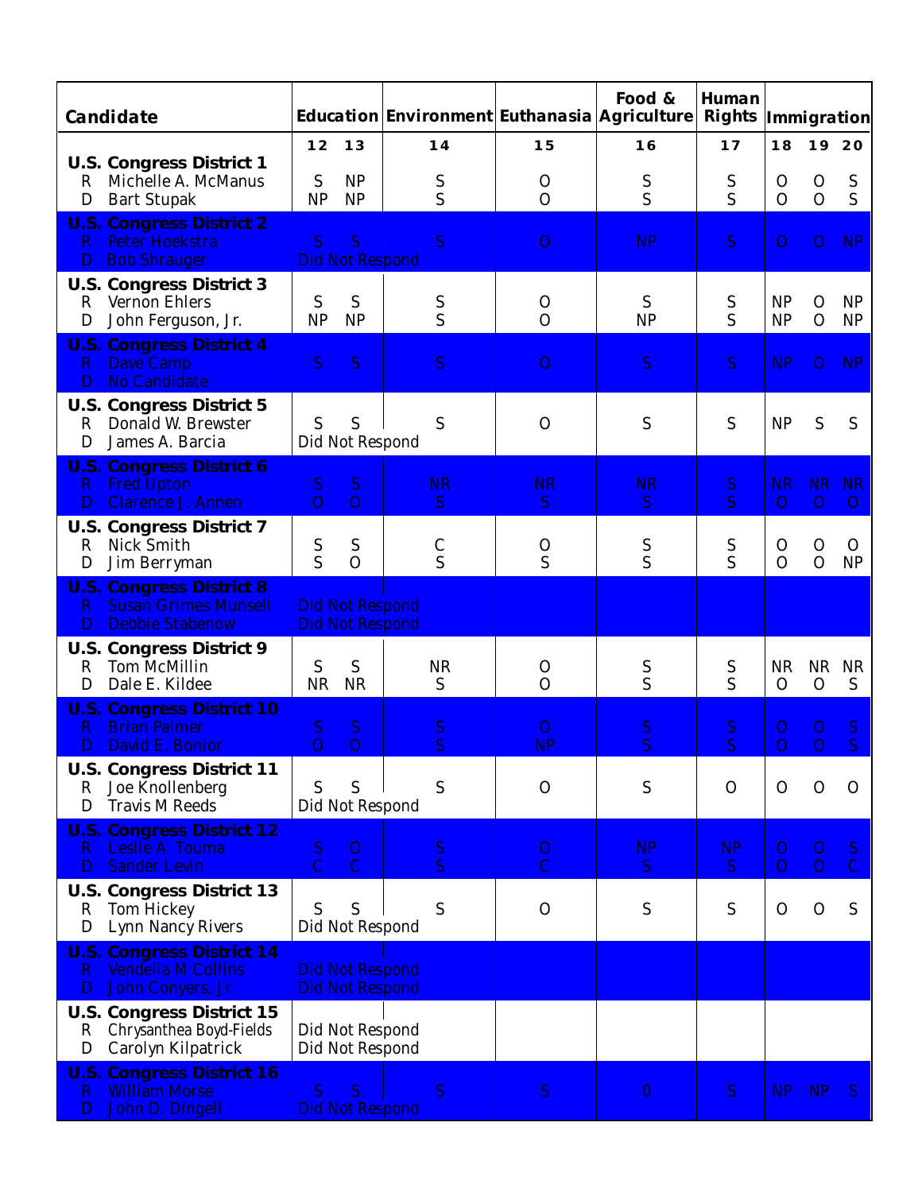| Candidate | Education | | Environment | Euthanasia | Food & Agriculture | Human Rights | Immigration | | |
|---|---|---|---|---|---|---|---|---|---|
| | 12 | 13 | 14 | 15 | 16 | 17 | 18 | 19 | 20 |
| **U.S. Congress District 1** | | | | | | | | | |
| R Michelle A. McManus | S | NP | S | O | S | S | O | O | S |
| D Bart Stupak | NP | NP | S | O | S | S | O | O | S |
| **U.S. Congress District 2** | | | | | | | | | |
| R Peter Hoekstra | S | S | S | O | NP | S | O | O | NP |
| D Bob Shrauger | Did Not Respond | | | | | | | | |
| **U.S. Congress District 3** | | | | | | | | | |
| R Vernon Ehlers | S | S | S | O | S | S | NP | O | NP |
| D John Ferguson, Jr. | NP | NP | S | O | NP | S | NP | O | NP |
| **U.S. Congress District 4** | | | | | | | | | |
| R Dave Camp | S | S | S | O | S | S | NP | O | NP |
| D No Candidate | | | | | | | | | |
| **U.S. Congress District 5** | | | | | | | | | |
| R Donald W. Brewster | S | S | S | O | S | S | NP | S | S |
| D James A. Barcia | Did Not Respond | | | | | | | | |
| **U.S. Congress District 6** | | | | | | | | | |
| R Fred Upton | S | S | NR | NR | NR | S | NR | NR | NR |
| D Clarence J. Annen | O | O | S | S | S | S | O | O | O |
| **U.S. Congress District 7** | | | | | | | | | |
| R Nick Smith | S | S | C | O | S | S | O | O | O |
| D Jim Berryman | S | O | S | S | S | S | O | O | NP |
| **U.S. Congress District 8** | | | | | | | | | |
| R Susan Grimes Munsell | Did Not Respond | | | | | | | | |
| D Debbie Stabenow | Did Not Respond | | | | | | | | |
| **U.S. Congress District 9** | | | | | | | | | |
| R Tom McMillin | S | S | NR | O | S | S | NR | NR | NR |
| D Dale E. Kildee | NR | NR | S | O | S | S | O | O | S |
| **U.S. Congress District 10** | | | | | | | | | |
| R Brian Palmer | S | S | S | O | S | S | O | O | S |
| D David E. Bonior | O | O | S | NP | S | S | O | O | S |
| **U.S. Congress District 11** | | | | | | | | | |
| R Joe Knollenberg | S | S | S | O | S | O | O | O | O |
| D Travis M Reeds | Did Not Respond | | | | | | | | |
| **U.S. Congress District 12** | | | | | | | | | |
| R Leslie A. Touma | S | O | S | O | NP | NP | O | O | S |
| D Sander Levin | C | C | S | C | S | S | O | O | C |
| **U.S. Congress District 13** | | | | | | | | | |
| R Tom Hickey | S | S | S | O | S | S | O | O | S |
| D Lynn Nancy Rivers | Did Not Respond | | | | | | | | |
| **U.S. Congress District 14** | | | | | | | | | |
| R Vendella M Collins | Did Not Respond | | | | | | | | |
| D John Conyers, Jr. | Did Not Respond | | | | | | | | |
| **U.S. Congress District 15** | | | | | | | | | |
| R Chrysanthea Boyd-Fields | Did Not Respond | | | | | | | | |
| D Carolyn Kilpatrick | Did Not Respond | | | | | | | | |
| **U.S. Congress District 16** | | | | | | | | | |
| R William Morse | S | S | S | S | O | S | NP | NP | S |
| D John D. Dingell | Did Not Respond | | | | | | | | |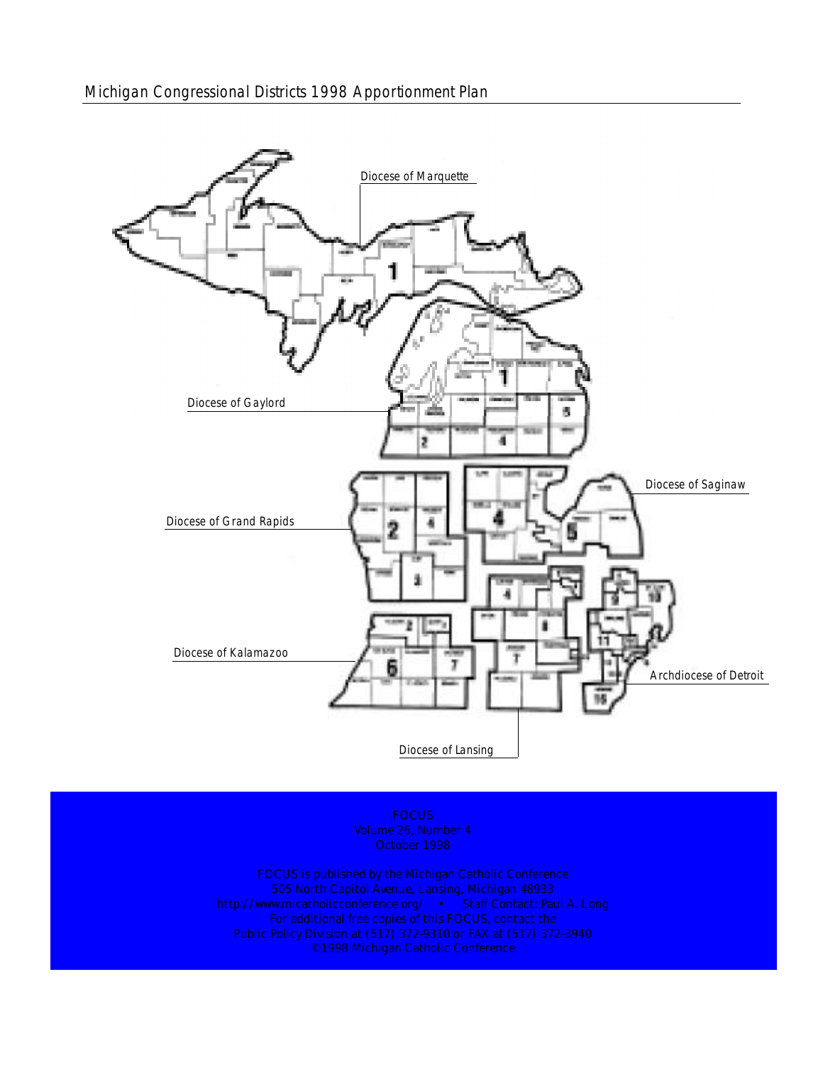## Michigan Congressional Districts 1998 Apportionment Plan

Diocese of Marquette

Diocese of Gaylord

Diocese of Saginaw

Diocese of Grand Rapids

Diocese of Kalamazoo

Archdiocese of Detroit

Diocese of Lansing

FOCUS
Volume 26, Number 4
October 1998

FOCUS is published by the Michigan Catholic Conference
505 North Capitol Avenue, Lansing, Michigan 48933
http://www.micatholicconference.org/ • Staff Contact: Paul A. Long
For additional free copies of this FOCUS, contact the
Public Policy Division at (517) 372-9310 or FAX at (517) 372-3940
©1998 Michigan Catholic Conference